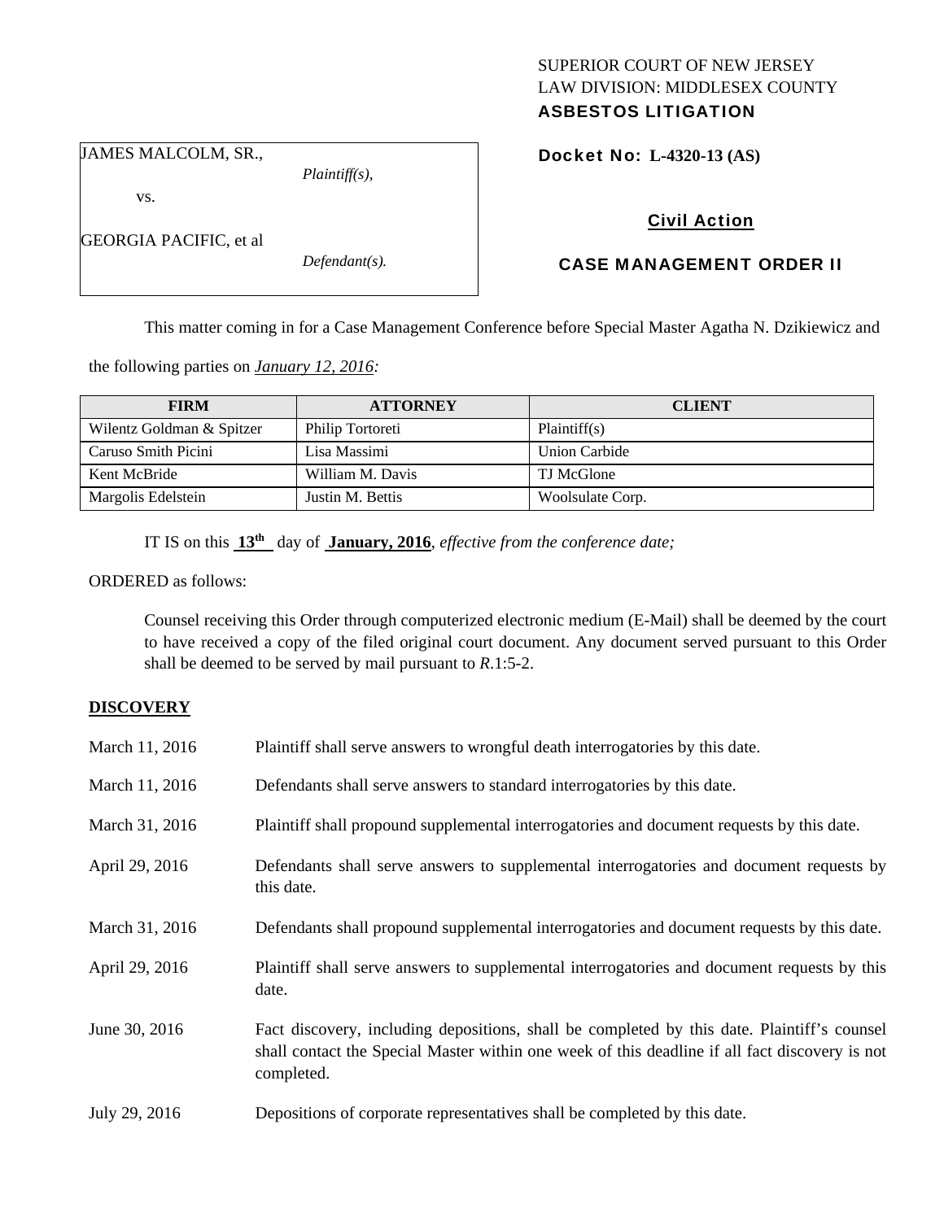SUPERIOR COURT OF NEW JERSEY
LAW DIVISION: MIDDLESEX COUNTY
**ASBESTOS LITIGATION**

JAMES MALCOLM, SR.,
*Plaintiff(s),*

vs.

GEORGIA PACIFIC, et al
*Defendant(s).*

**Docket No: L-4320-13 (AS)**

**Civil Action**

**CASE MANAGEMENT ORDER II**

This matter coming in for a Case Management Conference before Special Master Agatha N. Dzikiewicz and the following parties on *January 12, 2016:*

| FIRM | ATTORNEY | CLIENT |
|---|---|---|
| Wilentz Goldman & Spitzer | Philip Tortoreti | Plaintiff(s) |
| Caruso Smith Picini | Lisa Massimi | Union Carbide |
| Kent McBride | William M. Davis | TJ McGlone |
| Margolis Edelstein | Justin M. Bettis | Woolsulate Corp. |

IT IS on this **13th** day of **January, 2016**, *effective from the conference date;*

ORDERED as follows:

Counsel receiving this Order through computerized electronic medium (E-Mail) shall be deemed by the court to have received a copy of the filed original court document. Any document served pursuant to this Order shall be deemed to be served by mail pursuant to *R*.1:5-2.

**DISCOVERY**

March 11, 2016 — Plaintiff shall serve answers to wrongful death interrogatories by this date.

March 11, 2016 — Defendants shall serve answers to standard interrogatories by this date.

March 31, 2016 — Plaintiff shall propound supplemental interrogatories and document requests by this date.

April 29, 2016 — Defendants shall serve answers to supplemental interrogatories and document requests by this date.

March 31, 2016 — Defendants shall propound supplemental interrogatories and document requests by this date.

April 29, 2016 — Plaintiff shall serve answers to supplemental interrogatories and document requests by this date.

June 30, 2016 — Fact discovery, including depositions, shall be completed by this date. Plaintiff's counsel shall contact the Special Master within one week of this deadline if all fact discovery is not completed.

July 29, 2016 — Depositions of corporate representatives shall be completed by this date.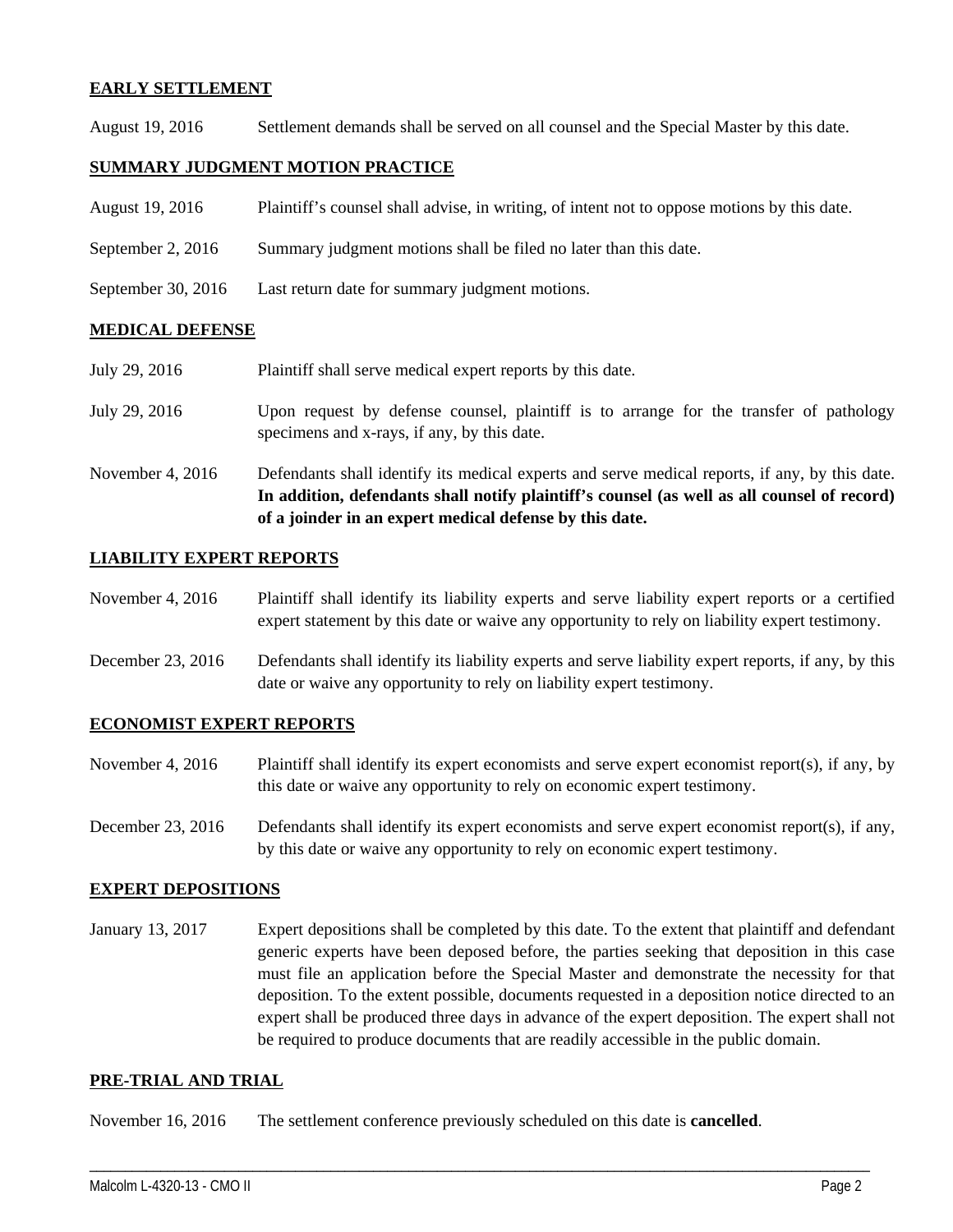## EARLY SETTLEMENT

| | |
|---|---|
| August 19, 2016 | Settlement demands shall be served on all counsel and the Special Master by this date. |

## SUMMARY JUDGMENT MOTION PRACTICE

| | |
|---|---|
| August 19, 2016 | Plaintiff's counsel shall advise, in writing, of intent not to oppose motions by this date. |
| September 2, 2016 | Summary judgment motions shall be filed no later than this date. |
| September 30, 2016 | Last return date for summary judgment motions. |

## MEDICAL DEFENSE

| | |
|---|---|
| July 29, 2016 | Plaintiff shall serve medical expert reports by this date. |
| July 29, 2016 | Upon request by defense counsel, plaintiff is to arrange for the transfer of pathology specimens and x-rays, if any, by this date. |
| November 4, 2016 | Defendants shall identify its medical experts and serve medical reports, if any, by this date. **In addition, defendants shall notify plaintiff's counsel (as well as all counsel of record) of a joinder in an expert medical defense by this date.** |

## LIABILITY EXPERT REPORTS

| | |
|---|---|
| November 4, 2016 | Plaintiff shall identify its liability experts and serve liability expert reports or a certified expert statement by this date or waive any opportunity to rely on liability expert testimony. |
| December 23, 2016 | Defendants shall identify its liability experts and serve liability expert reports, if any, by this date or waive any opportunity to rely on liability expert testimony. |

## ECONOMIST EXPERT REPORTS

| | |
|---|---|
| November 4, 2016 | Plaintiff shall identify its expert economists and serve expert economist report(s), if any, by this date or waive any opportunity to rely on economic expert testimony. |
| December 23, 2016 | Defendants shall identify its expert economists and serve expert economist report(s), if any, by this date or waive any opportunity to rely on economic expert testimony. |

## EXPERT DEPOSITIONS

| | |
|---|---|
| January 13, 2017 | Expert depositions shall be completed by this date. To the extent that plaintiff and defendant generic experts have been deposed before, the parties seeking that deposition in this case must file an application before the Special Master and demonstrate the necessity for that deposition. To the extent possible, documents requested in a deposition notice directed to an expert shall be produced three days in advance of the expert deposition. The expert shall not be required to produce documents that are readily accessible in the public domain. |

## PRE-TRIAL AND TRIAL

| | |
|---|---|
| November 16, 2016 | The settlement conference previously scheduled on this date is **cancelled**. |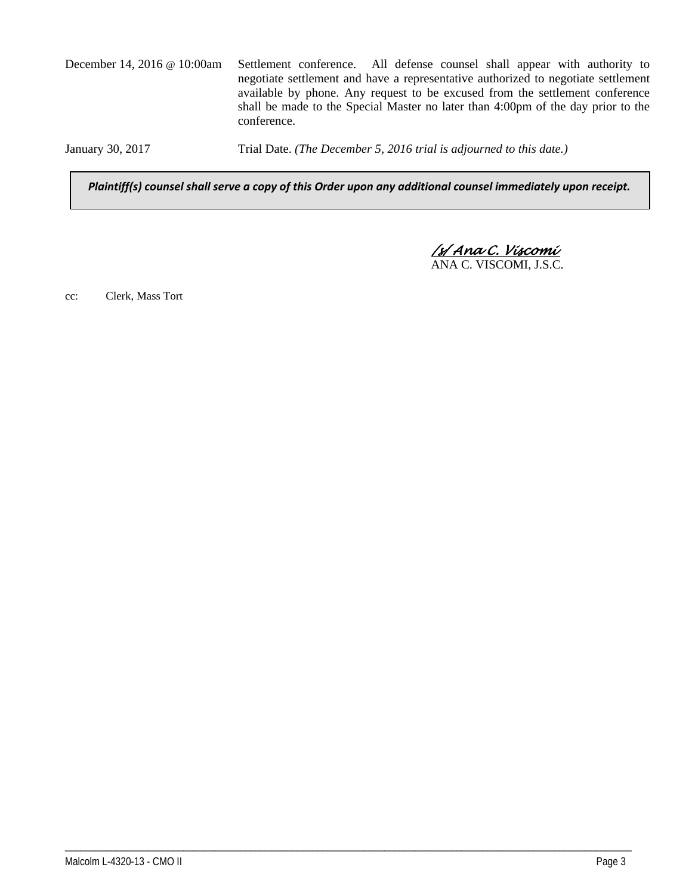| | |
|---|---|
| December 14, 2016 @ 10:00am | Settlement conference. All defense counsel shall appear with authority to negotiate settlement and have a representative authorized to negotiate settlement available by phone. Any request to be excused from the settlement conference shall be made to the Special Master no later than 4:00pm of the day prior to the conference. |
| January 30, 2017 | Trial Date. *(The December 5, 2016 trial is adjourned to this date.)* |

***Plaintiff(s) counsel shall serve a copy of this Order upon any additional counsel immediately upon receipt.***

*/s/ Ana C. Viscomi*
ANA C. VISCOMI, J.S.C.

cc: Clerk, Mass Tort